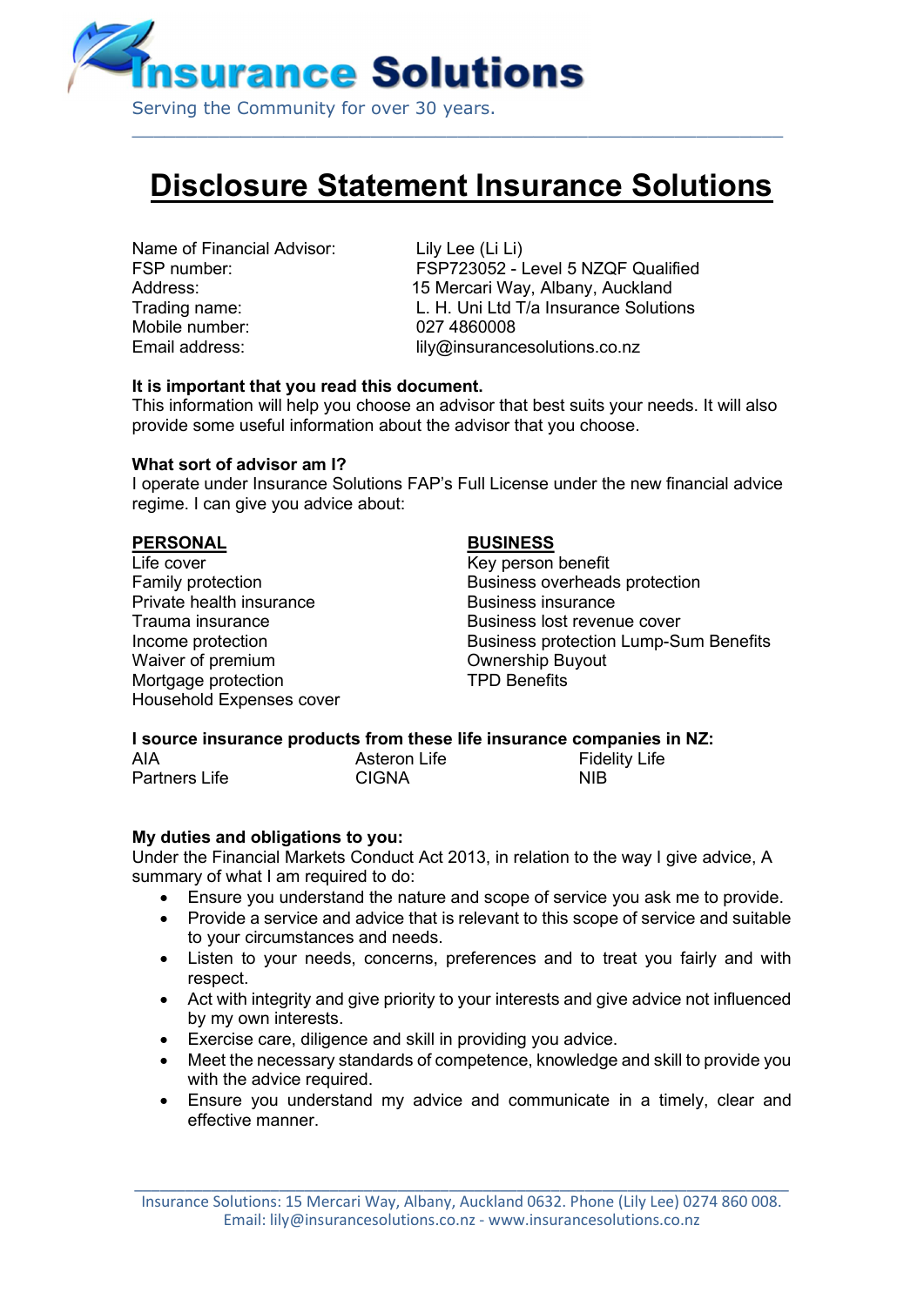# Insurance Solutions

Serving the Community for over 30 years.

## Disclosure Statement Insurance Solutions

| | |
|---|---|
| Name of Financial Advisor: | Lily Lee (Li Li) |
| FSP number: | FSP723052 - Level 5 NZQF Qualified |
| Address: | 15 Mercari Way, Albany, Auckland |
| Trading name: | L. H. Uni Ltd T/a Insurance Solutions |
| Mobile number: | 027 4860008 |
| Email address: | lily@insurancesolutions.co.nz |

**It is important that you read this document.**
This information will help you choose an advisor that best suits your needs. It will also provide some useful information about the advisor that you choose.

**What sort of advisor am I?**
I operate under Insurance Solutions FAP's Full License under the new financial advice regime. I can give you advice about:

**PERSONAL**
Life cover
Family protection
Private health insurance
Trauma insurance
Income protection
Waiver of premium
Mortgage protection
Household Expenses cover

**BUSINESS**
Key person benefit
Business overheads protection
Business insurance
Business lost revenue cover
Business protection Lump-Sum Benefits
Ownership Buyout
TPD Benefits

**I source insurance products from these life insurance companies in NZ:**

| | | |
|---|---|---|
| AIA | Asteron Life | Fidelity Life |
| Partners Life | CIGNA | NIB |

**My duties and obligations to you:**
Under the Financial Markets Conduct Act 2013, in relation to the way I give advice, A summary of what I am required to do:

- Ensure you understand the nature and scope of service you ask me to provide.
- Provide a service and advice that is relevant to this scope of service and suitable to your circumstances and needs.
- Listen to your needs, concerns, preferences and to treat you fairly and with respect.
- Act with integrity and give priority to your interests and give advice not influenced by my own interests.
- Exercise care, diligence and skill in providing you advice.
- Meet the necessary standards of competence, knowledge and skill to provide you with the advice required.
- Ensure you understand my advice and communicate in a timely, clear and effective manner.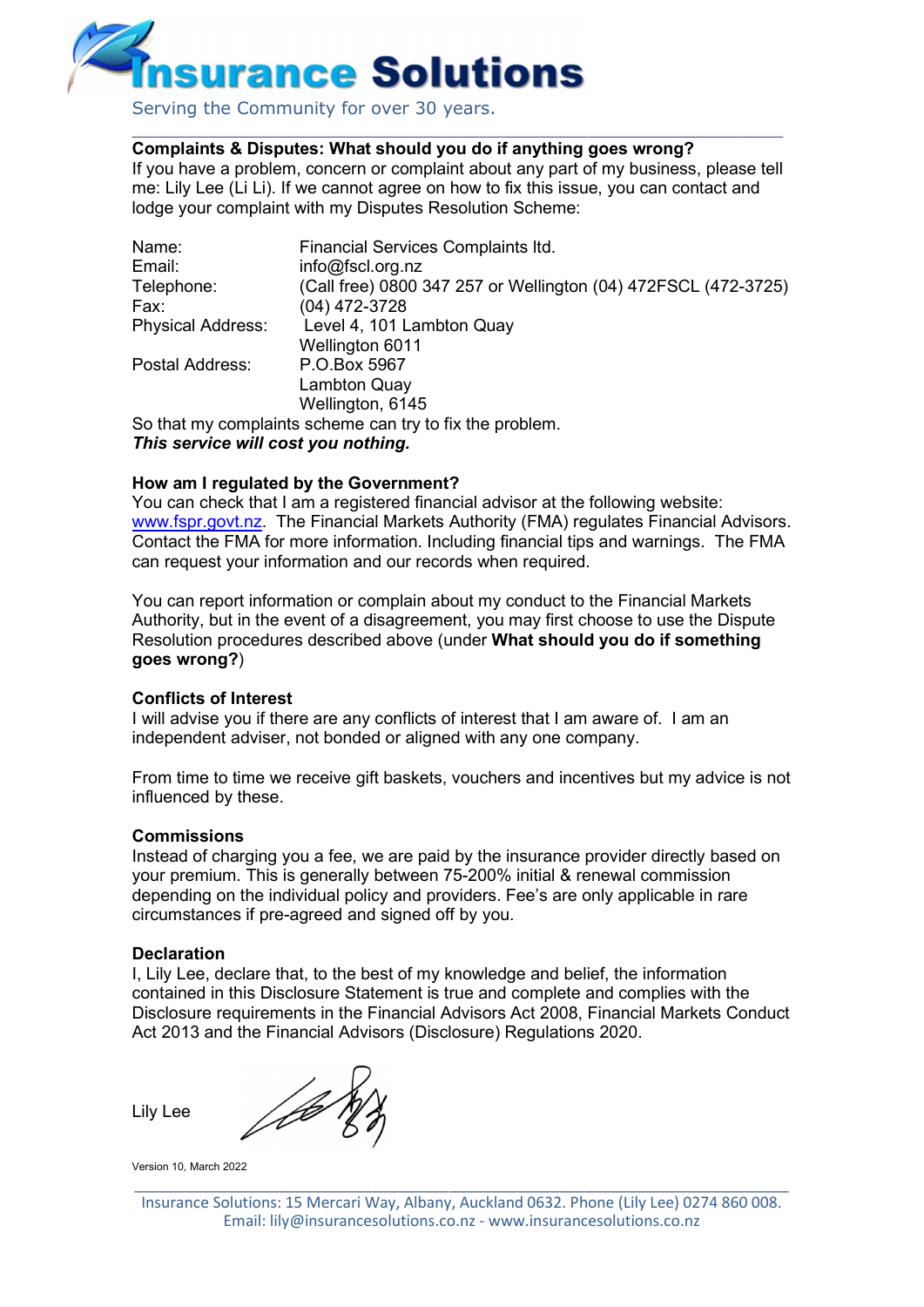# Insurance Solutions

Serving the Community for over 30 years.

**Complaints & Disputes: What should you do if anything goes wrong?**
If you have a problem, concern or complaint about any part of my business, please tell me: Lily Lee (Li Li). If we cannot agree on how to fix this issue, you can contact and lodge your complaint with my Disputes Resolution Scheme:

| | |
|---|---|
| Name: | Financial Services Complaints ltd. |
| Email: | info@fscl.org.nz |
| Telephone: | (Call free) 0800 347 257 or Wellington (04) 472FSCL (472-3725) |
| Fax: | (04) 472-3728 |
| Physical Address: | Level 4, 101 Lambton Quay<br>Wellington 6011 |
| Postal Address: | P.O.Box 5967<br>Lambton Quay<br>Wellington, 6145 |

So that my complaints scheme can try to fix the problem.
***This service will cost you nothing.***

**How am I regulated by the Government?**
You can check that I am a registered financial advisor at the following website: www.fspr.govt.nz. The Financial Markets Authority (FMA) regulates Financial Advisors. Contact the FMA for more information. Including financial tips and warnings. The FMA can request your information and our records when required.

You can report information or complain about my conduct to the Financial Markets Authority, but in the event of a disagreement, you may first choose to use the Dispute Resolution procedures described above (under **What should you do if something goes wrong?**)

**Conflicts of Interest**
I will advise you if there are any conflicts of interest that I am aware of. I am an independent adviser, not bonded or aligned with any one company.

From time to time we receive gift baskets, vouchers and incentives but my advice is not influenced by these.

**Commissions**
Instead of charging you a fee, we are paid by the insurance provider directly based on your premium. This is generally between 75-200% initial & renewal commission depending on the individual policy and providers. Fee's are only applicable in rare circumstances if pre-agreed and signed off by you.

**Declaration**
I, Lily Lee, declare that, to the best of my knowledge and belief, the information contained in this Disclosure Statement is true and complete and complies with the Disclosure requirements in the Financial Advisors Act 2008, Financial Markets Conduct Act 2013 and the Financial Advisors (Disclosure) Regulations 2020.

Lily Lee

Version 10, March 2022

Insurance Solutions: 15 Mercari Way, Albany, Auckland 0632. Phone (Lily Lee) 0274 860 008.
Email: lily@insurancesolutions.co.nz - www.insurancesolutions.co.nz